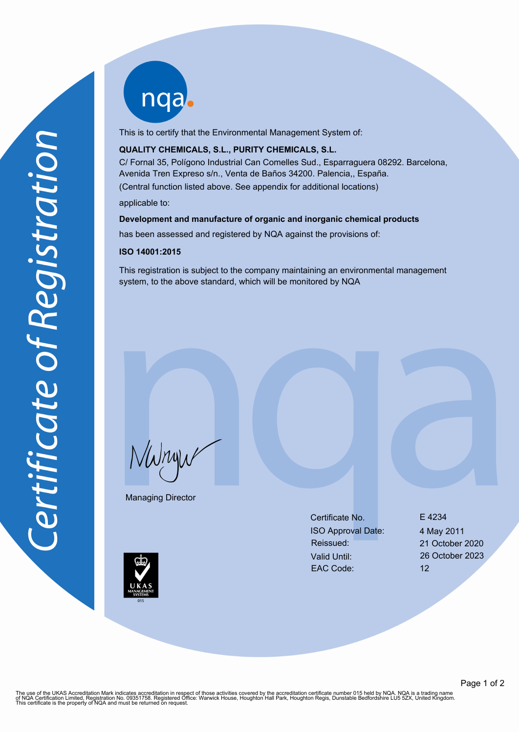# Certificate of Registration

nqa.

This is to certify that the Environmental Management System of:

**QUALITY CHEMICALS, S.L., PURITY CHEMICALS, S.L.**

C/ Fornal 35, Polígono Industrial Can Comelles Sud., Esparraguera 08292. Barcelona, Avenida Tren Expreso s/n., Venta de Baños 34200. Palencia,, España.

(Central function listed above. See appendix for additional locations)

applicable to:

**Development and manufacture of organic and inorganic chemical products**

has been assessed and registered by NQA against the provisions of:

**ISO 14001:2015**

This registration is subject to the company maintaining an environmental management system, to the above standard, which will be monitored by NQA

Managing Director

| | |
|---|---|
| Certificate No. | E 4234 |
| ISO Approval Date: | 4 May 2011 |
| Reissued: | 21 October 2020 |
| Valid Until: | 26 October 2023 |
| EAC Code: | 12 |

UKAS MANAGEMENT SYSTEMS 015

The use of the UKAS Accreditation Mark indicates accreditation in respect of those activities covered by the accreditation certificate number 015 held by NQA. NQA is a trading name of NQA Certification Limited, Registration No. 09351758. Registered Office: Warwick House, Houghton Hall Park, Houghton Regis, Dunstable Bedfordshire LU5 5ZX, United Kingdom. This certificate is the property of NQA and must be returned on request.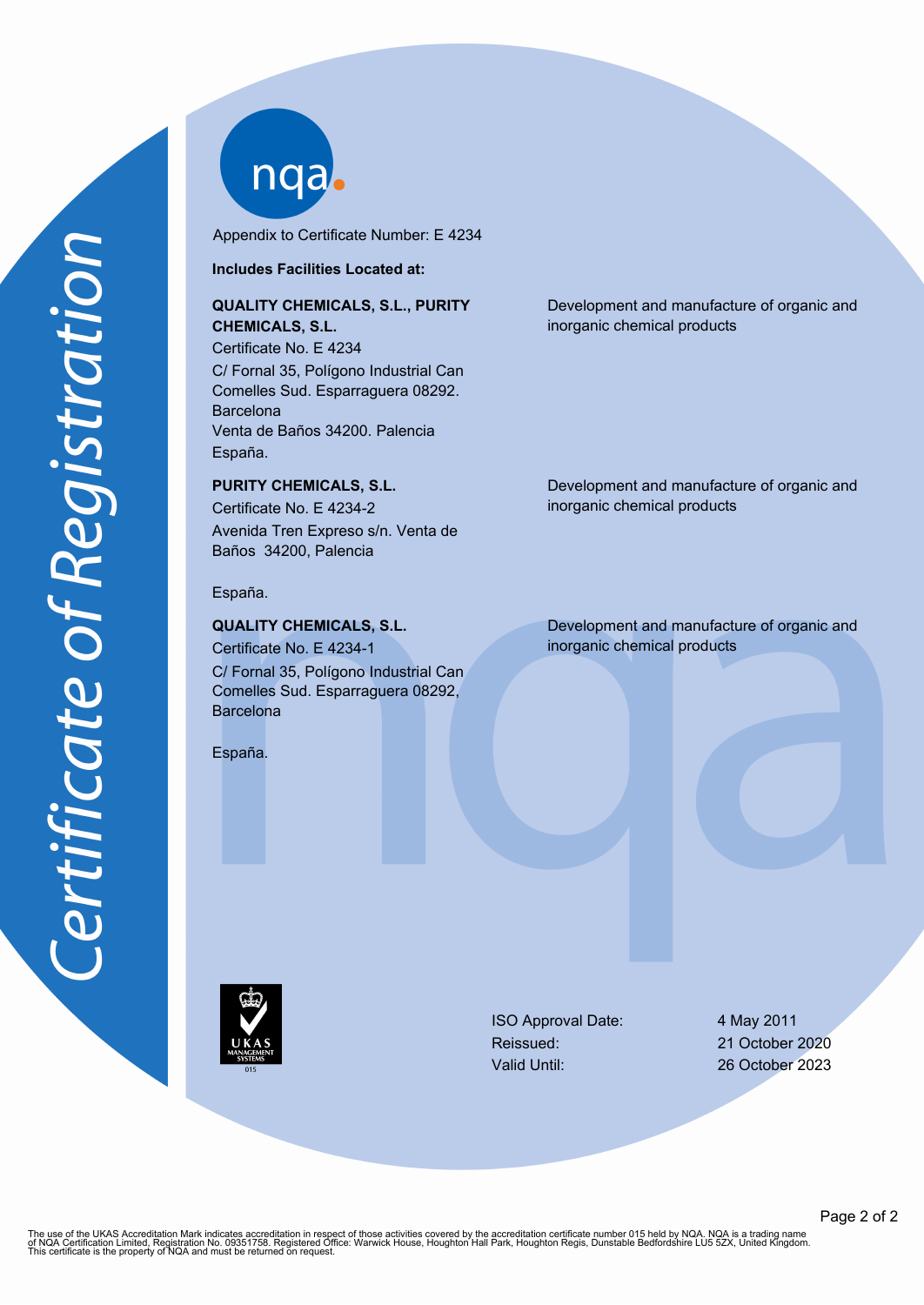# Certificate of Registration

nqa

Appendix to Certificate Number: E 4234

**Includes Facilities Located at:**

| | |
|---|---|
| **QUALITY CHEMICALS, S.L., PURITY CHEMICALS, S.L.**<br>Certificate No. E 4234<br>C/ Fornal 35, Polígono Industrial Can Comelles Sud. Esparraguera 08292. Barcelona<br>Venta de Baños 34200. Palencia<br>España. | Development and manufacture of organic and inorganic chemical products |
| **PURITY CHEMICALS, S.L.**<br>Certificate No. E 4234-2<br>Avenida Tren Expreso s/n. Venta de Baños 34200, Palencia<br>España. | Development and manufacture of organic and inorganic chemical products |
| **QUALITY CHEMICALS, S.L.**<br>Certificate No. E 4234-1<br>C/ Fornal 35, Polígono Industrial Can Comelles Sud. Esparraguera 08292, Barcelona<br>España. | Development and manufacture of organic and inorganic chemical products |

UKAS MANAGEMENT SYSTEMS 015

| | |
|---|---|
| ISO Approval Date: | 4 May 2011 |
| Reissued: | 21 October 2020 |
| Valid Until: | 26 October 2023 |

The use of the UKAS Accreditation Mark indicates accreditation in respect of those activities covered by the accreditation certificate number 015 held by NQA. NQA is a trading name of NQA Certification Limited, Registration No. 09351758. Registered Office: Warwick House, Houghton Hall Park, Houghton Regis, Dunstable Bedfordshire LU5 5ZX, United Kingdom. This certificate is the property of NQA and must be returned on request.